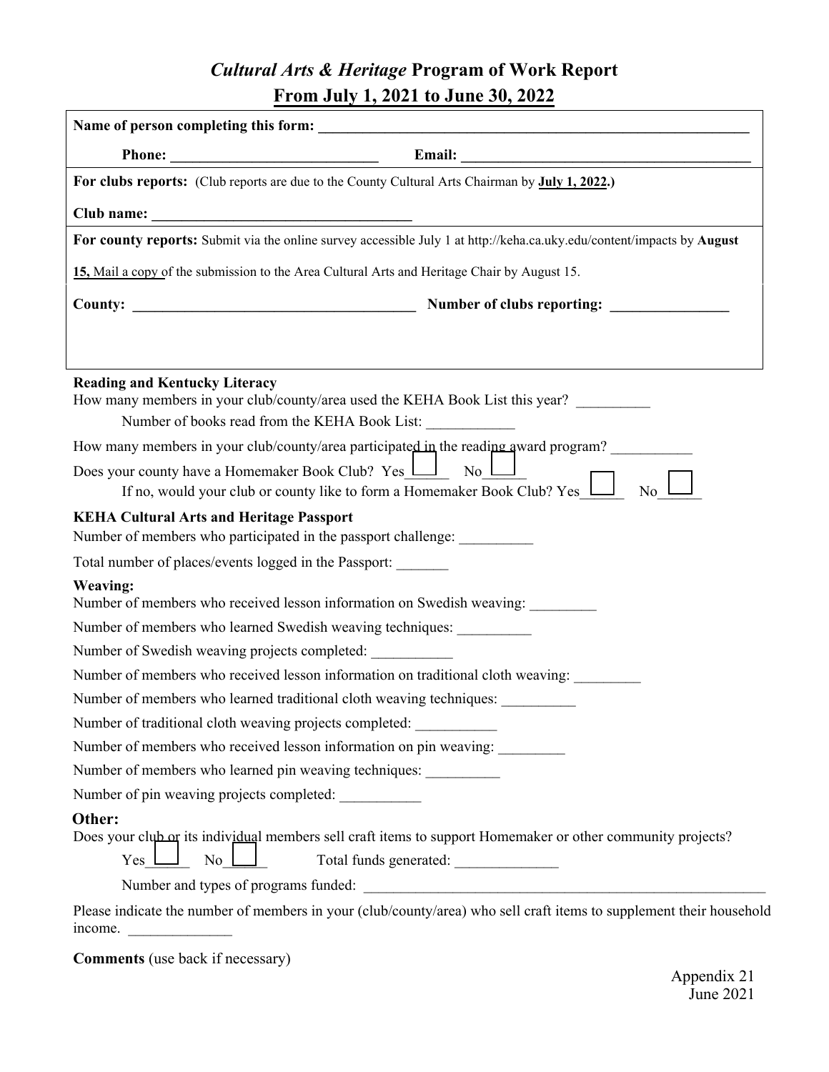# *Cultural Arts & Heritage* Program of Work Report

## From July 1, 2021 to June 30, 2022

**Name of person completing this form:** ______________________________________________

**Phone:** ____________________________ **Email:** ________________________________________

**For clubs reports:** (Club reports are due to the County Cultural Arts Chairman by **July 1, 2022.**)

**Club name:** ___________________________________

**For county reports:** Submit via the online survey accessible July 1 at http://keha.ca.uky.edu/content/impacts by **August 15,** Mail a copy of the submission to the Area Cultural Arts and Heritage Chair by August 15.

**County:** ______________________________________ **Number of clubs reporting:** ________________

**Reading and Kentucky Literacy**

How many members in your club/county/area used the KEHA Book List this year? __________

Number of books read from the KEHA Book List: ____________

How many members in your club/county/area participated in the reading award program? ___________

Does your county have a Homemaker Book Club? Yes______ No______

If no, would your club or county like to form a Homemaker Book Club? Yes______ No______

**KEHA Cultural Arts and Heritage Passport**

Number of members who participated in the passport challenge: __________

Total number of places/events logged in the Passport: _______

**Weaving:**

Number of members who received lesson information on Swedish weaving: _________

Number of members who learned Swedish weaving techniques: __________

Number of Swedish weaving projects completed: ___________

Number of members who received lesson information on traditional cloth weaving: _________

Number of members who learned traditional cloth weaving techniques: __________

Number of traditional cloth weaving projects completed: ___________

Number of members who received lesson information on pin weaving: _________

Number of members who learned pin weaving techniques: __________

Number of pin weaving projects completed: ___________

**Other:**

Does your club or its individual members sell craft items to support Homemaker or other community projects?

Yes______ No______ Total funds generated: ______________

Number and types of programs funded: _________________________________________________________

Please indicate the number of members in your (club/county/area) who sell craft items to supplement their household income. ______________

**Comments** (use back if necessary)

Appendix 21
June 2021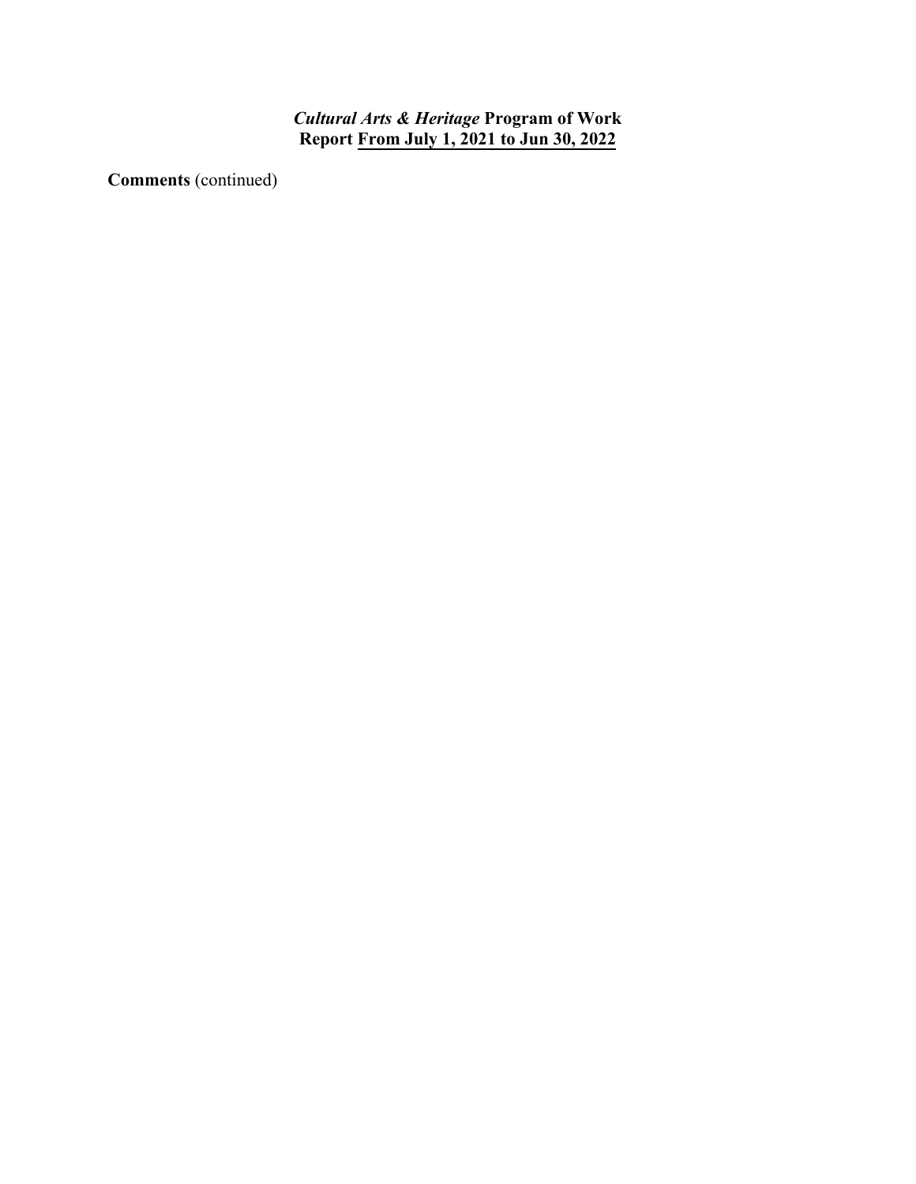# *Cultural Arts & Heritage* Program of Work
# Report From July 1, 2021 to Jun 30, 2022

**Comments** (continued)